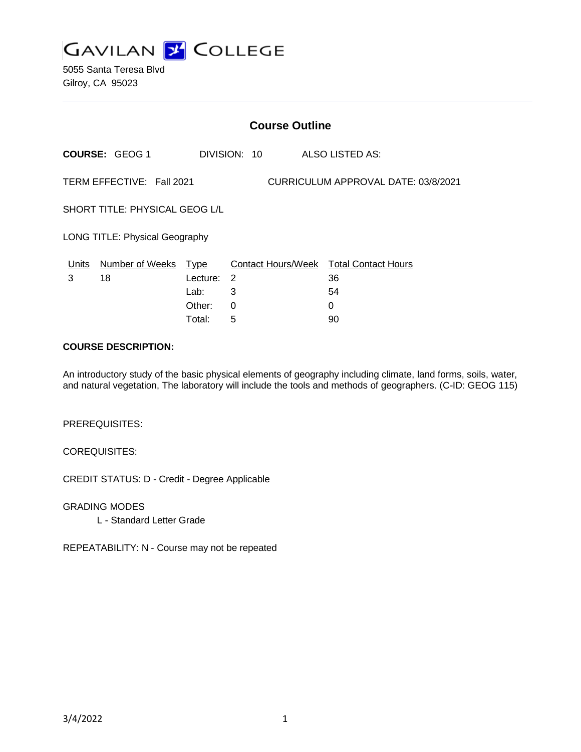# GAVILAN COLLEGE

5055 Santa Teresa Blvd
Gilroy, CA 95023

## Course Outline

**COURSE:** GEOG 1 DIVISION: 10 ALSO LISTED AS:

TERM EFFECTIVE: Fall 2021 CURRICULUM APPROVAL DATE: 03/8/2021

SHORT TITLE: PHYSICAL GEOG L/L

LONG TITLE: Physical Geography

| Units | Number of Weeks | Type | Contact Hours/Week | Total Contact Hours |
|---|---|---|---|---|
| 3 | 18 | Lecture: | 2 | 36 |
| | | Lab: | 3 | 54 |
| | | Other: | 0 | 0 |
| | | Total: | 5 | 90 |

**COURSE DESCRIPTION:**

An introductory study of the basic physical elements of geography including climate, land forms, soils, water, and natural vegetation, The laboratory will include the tools and methods of geographers. (C-ID: GEOG 115)

PREREQUISITES:

COREQUISITES:

CREDIT STATUS: D - Credit - Degree Applicable

GRADING MODES
L - Standard Letter Grade

REPEATABILITY: N - Course may not be repeated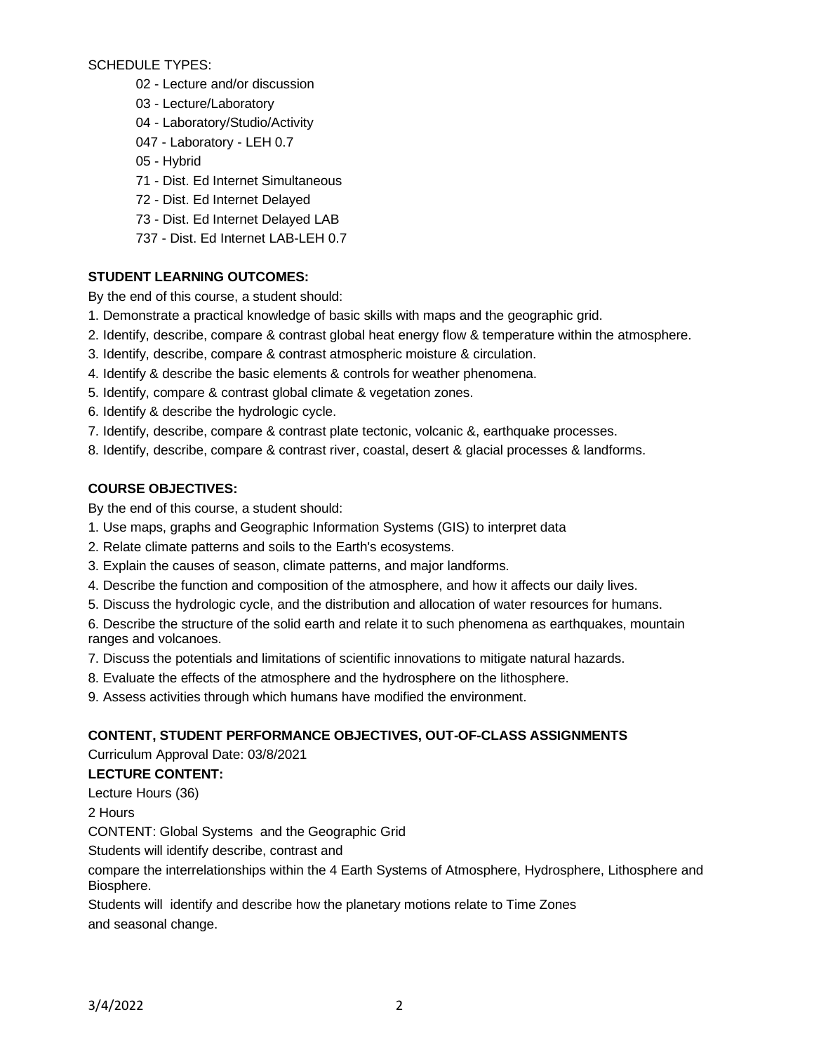SCHEDULE TYPES:

- 02 - Lecture and/or discussion
- 03 - Lecture/Laboratory
- 04 - Laboratory/Studio/Activity
- 047 - Laboratory - LEH 0.7
- 05 - Hybrid
- 71 - Dist. Ed Internet Simultaneous
- 72 - Dist. Ed Internet Delayed
- 73 - Dist. Ed Internet Delayed LAB
- 737 - Dist. Ed Internet LAB-LEH 0.7

**STUDENT LEARNING OUTCOMES:**

By the end of this course, a student should:

1. Demonstrate a practical knowledge of basic skills with maps and the geographic grid.
2. Identify, describe, compare & contrast global heat energy flow & temperature within the atmosphere.
3. Identify, describe, compare & contrast atmospheric moisture & circulation.
4. Identify & describe the basic elements & controls for weather phenomena.
5. Identify, compare & contrast global climate & vegetation zones.
6. Identify & describe the hydrologic cycle.
7. Identify, describe, compare & contrast plate tectonic, volcanic &, earthquake processes.
8. Identify, describe, compare & contrast river, coastal, desert & glacial processes & landforms.

**COURSE OBJECTIVES:**

By the end of this course, a student should:

1. Use maps, graphs and Geographic Information Systems (GIS) to interpret data
2. Relate climate patterns and soils to the Earth's ecosystems.
3. Explain the causes of season, climate patterns, and major landforms.
4. Describe the function and composition of the atmosphere, and how it affects our daily lives.
5. Discuss the hydrologic cycle, and the distribution and allocation of water resources for humans.
6. Describe the structure of the solid earth and relate it to such phenomena as earthquakes, mountain ranges and volcanoes.
7. Discuss the potentials and limitations of scientific innovations to mitigate natural hazards.
8. Evaluate the effects of the atmosphere and the hydrosphere on the lithosphere.
9. Assess activities through which humans have modified the environment.

**CONTENT, STUDENT PERFORMANCE OBJECTIVES, OUT-OF-CLASS ASSIGNMENTS**

Curriculum Approval Date: 03/8/2021

**LECTURE CONTENT:**

Lecture Hours (36)

2 Hours

CONTENT: Global Systems and the Geographic Grid

Students will identify describe, contrast and

compare the interrelationships within the 4 Earth Systems of Atmosphere, Hydrosphere, Lithosphere and Biosphere.

Students will identify and describe how the planetary motions relate to Time Zones

and seasonal change.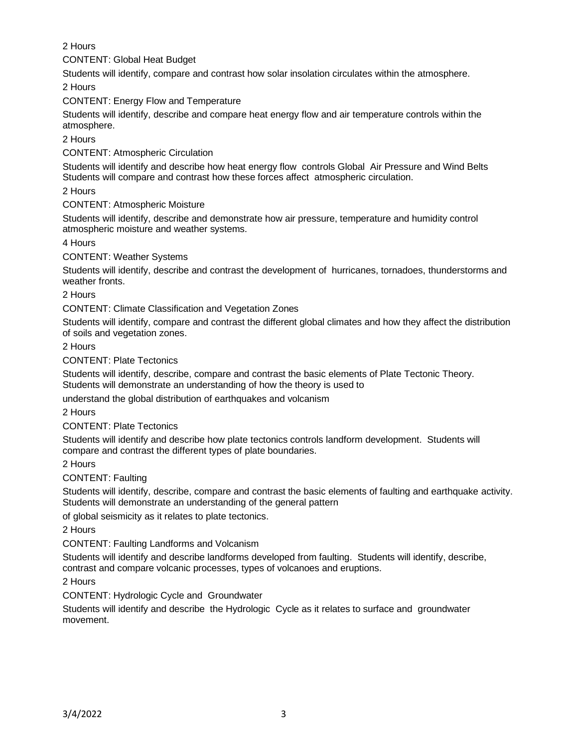2 Hours

CONTENT: Global Heat Budget

Students will identify, compare and contrast how solar insolation circulates within the atmosphere.

2 Hours

CONTENT: Energy Flow and Temperature

Students will identify, describe and compare heat energy flow and air temperature controls within the atmosphere.

2 Hours

CONTENT: Atmospheric Circulation

Students will identify and describe how heat energy flow controls Global Air Pressure and Wind Belts Students will compare and contrast how these forces affect atmospheric circulation.

2 Hours

CONTENT: Atmospheric Moisture

Students will identify, describe and demonstrate how air pressure, temperature and humidity control atmospheric moisture and weather systems.

4 Hours

CONTENT: Weather Systems

Students will identify, describe and contrast the development of hurricanes, tornadoes, thunderstorms and weather fronts.

2 Hours

CONTENT: Climate Classification and Vegetation Zones

Students will identify, compare and contrast the different global climates and how they affect the distribution of soils and vegetation zones.

2 Hours

CONTENT: Plate Tectonics

Students will identify, describe, compare and contrast the basic elements of Plate Tectonic Theory. Students will demonstrate an understanding of how the theory is used to

understand the global distribution of earthquakes and volcanism

2 Hours

CONTENT: Plate Tectonics

Students will identify and describe how plate tectonics controls landform development. Students will compare and contrast the different types of plate boundaries.

2 Hours

CONTENT: Faulting

Students will identify, describe, compare and contrast the basic elements of faulting and earthquake activity. Students will demonstrate an understanding of the general pattern

of global seismicity as it relates to plate tectonics.

2 Hours

CONTENT: Faulting Landforms and Volcanism

Students will identify and describe landforms developed from faulting. Students will identify, describe, contrast and compare volcanic processes, types of volcanoes and eruptions.

2 Hours

CONTENT: Hydrologic Cycle and Groundwater

Students will identify and describe the Hydrologic Cycle as it relates to surface and groundwater movement.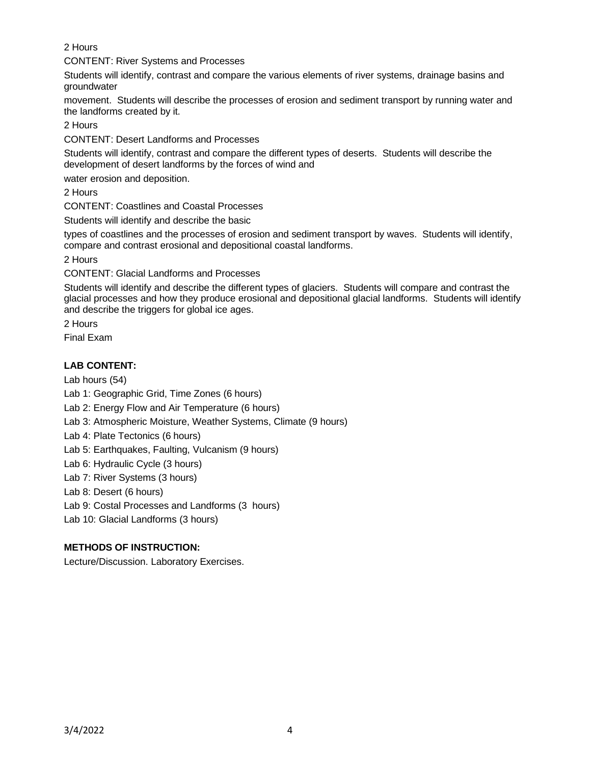2 Hours

CONTENT: River Systems and Processes

Students will identify, contrast and compare the various elements of river systems, drainage basins and groundwater movement. Students will describe the processes of erosion and sediment transport by running water and the landforms created by it.

2 Hours

CONTENT: Desert Landforms and Processes

Students will identify, contrast and compare the different types of deserts. Students will describe the development of desert landforms by the forces of wind and water erosion and deposition.

2 Hours

CONTENT: Coastlines and Coastal Processes

Students will identify and describe the basic types of coastlines and the processes of erosion and sediment transport by waves. Students will identify, compare and contrast erosional and depositional coastal landforms.

2 Hours

CONTENT: Glacial Landforms and Processes

Students will identify and describe the different types of glaciers. Students will compare and contrast the glacial processes and how they produce erosional and depositional glacial landforms. Students will identify and describe the triggers for global ice ages.

2 Hours

Final Exam

**LAB CONTENT:**

Lab hours (54)

Lab 1: Geographic Grid, Time Zones (6 hours)

Lab 2: Energy Flow and Air Temperature (6 hours)

Lab 3: Atmospheric Moisture, Weather Systems, Climate (9 hours)

Lab 4: Plate Tectonics (6 hours)

Lab 5: Earthquakes, Faulting, Vulcanism (9 hours)

Lab 6: Hydraulic Cycle (3 hours)

Lab 7: River Systems (3 hours)

Lab 8: Desert (6 hours)

Lab 9: Costal Processes and Landforms (3 hours)

Lab 10: Glacial Landforms (3 hours)

**METHODS OF INSTRUCTION:**

Lecture/Discussion. Laboratory Exercises.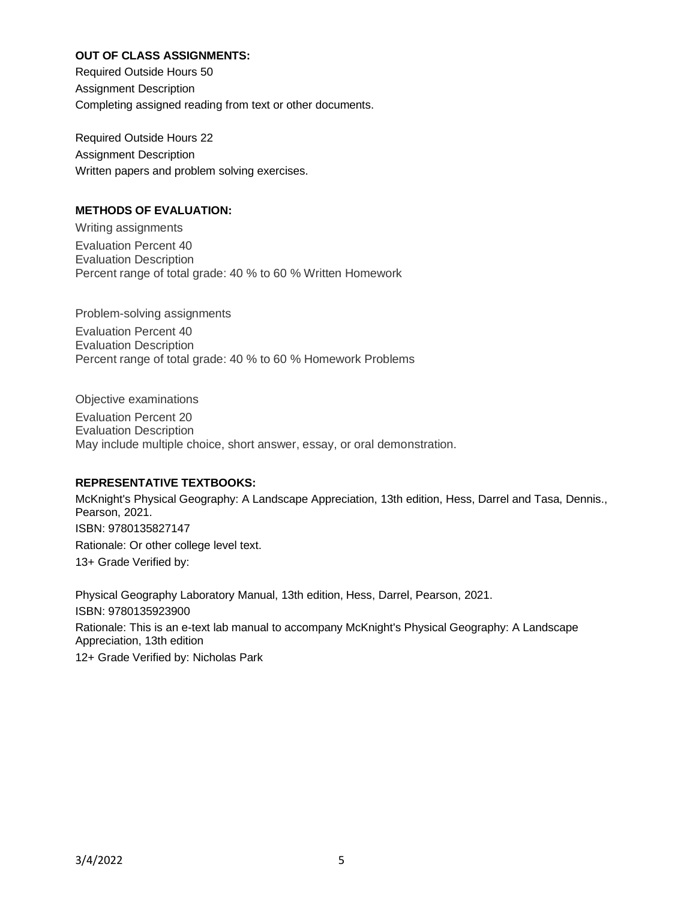**OUT OF CLASS ASSIGNMENTS:**

Required Outside Hours 50

Assignment Description

Completing assigned reading from text or other documents.

Required Outside Hours 22

Assignment Description

Written papers and problem solving exercises.

**METHODS OF EVALUATION:**

Writing assignments

Evaluation Percent 40

Evaluation Description

Percent range of total grade: 40 % to 60 % Written Homework

Problem-solving assignments

Evaluation Percent 40

Evaluation Description

Percent range of total grade: 40 % to 60 % Homework Problems

Objective examinations

Evaluation Percent 20

Evaluation Description

May include multiple choice, short answer, essay, or oral demonstration.

**REPRESENTATIVE TEXTBOOKS:**

McKnight's Physical Geography: A Landscape Appreciation, 13th edition, Hess, Darrel and Tasa, Dennis., Pearson, 2021.

ISBN: 9780135827147

Rationale: Or other college level text.

13+ Grade Verified by:

Physical Geography Laboratory Manual, 13th edition, Hess, Darrel, Pearson, 2021.

ISBN: 9780135923900

Rationale: This is an e-text lab manual to accompany McKnight's Physical Geography: A Landscape Appreciation, 13th edition

12+ Grade Verified by: Nicholas Park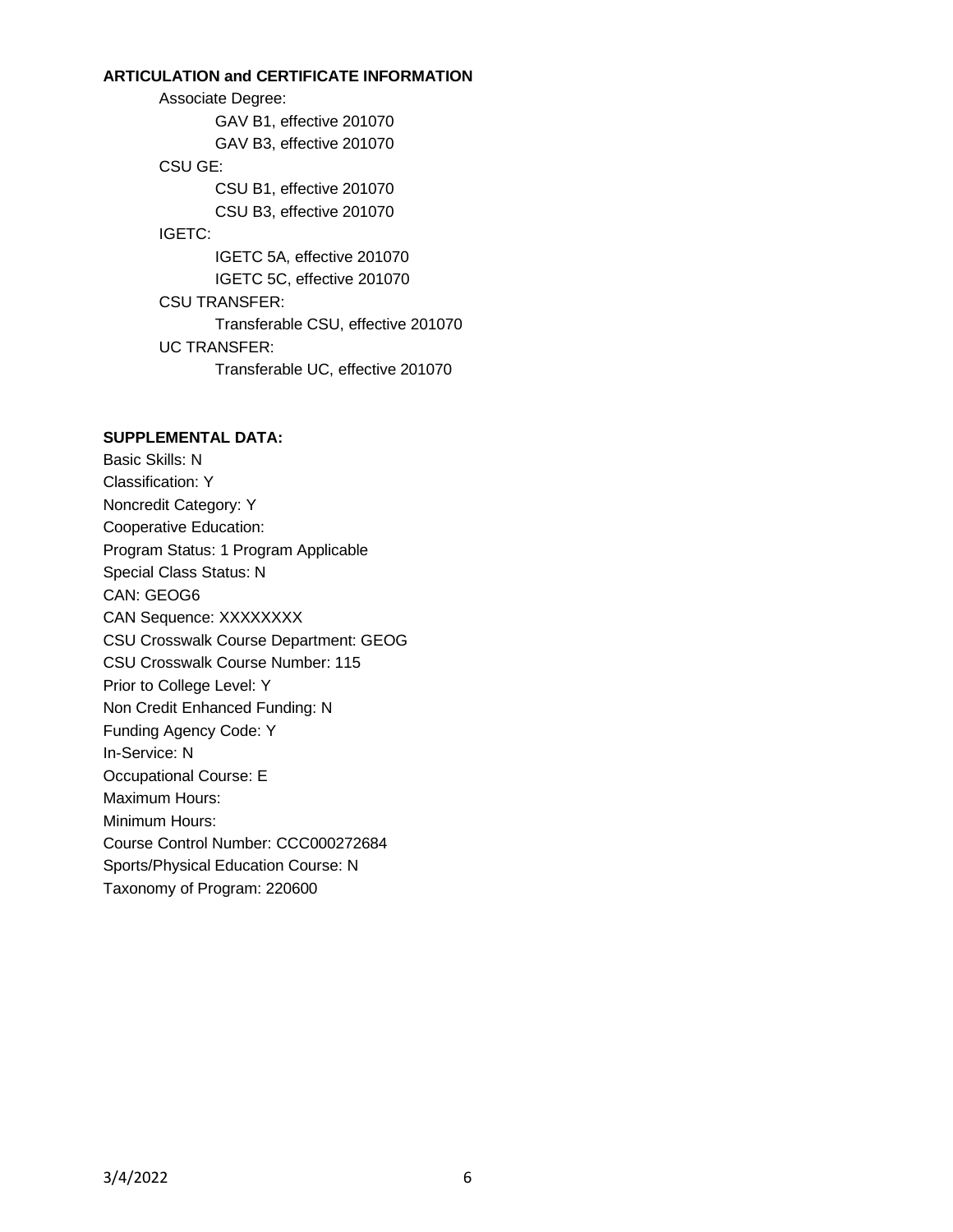**ARTICULATION and CERTIFICATE INFORMATION**

Associate Degree:

- GAV B1, effective 201070
- GAV B3, effective 201070

CSU GE:

- CSU B1, effective 201070
- CSU B3, effective 201070

IGETC:

- IGETC 5A, effective 201070
- IGETC 5C, effective 201070

CSU TRANSFER:

- Transferable CSU, effective 201070

UC TRANSFER:

- Transferable UC, effective 201070

**SUPPLEMENTAL DATA:**

Basic Skills: N
Classification: Y
Noncredit Category: Y
Cooperative Education:
Program Status: 1 Program Applicable
Special Class Status: N
CAN: GEOG6
CAN Sequence: XXXXXXXX
CSU Crosswalk Course Department: GEOG
CSU Crosswalk Course Number: 115
Prior to College Level: Y
Non Credit Enhanced Funding: N
Funding Agency Code: Y
In-Service: N
Occupational Course: E
Maximum Hours:
Minimum Hours:
Course Control Number: CCC000272684
Sports/Physical Education Course: N
Taxonomy of Program: 220600